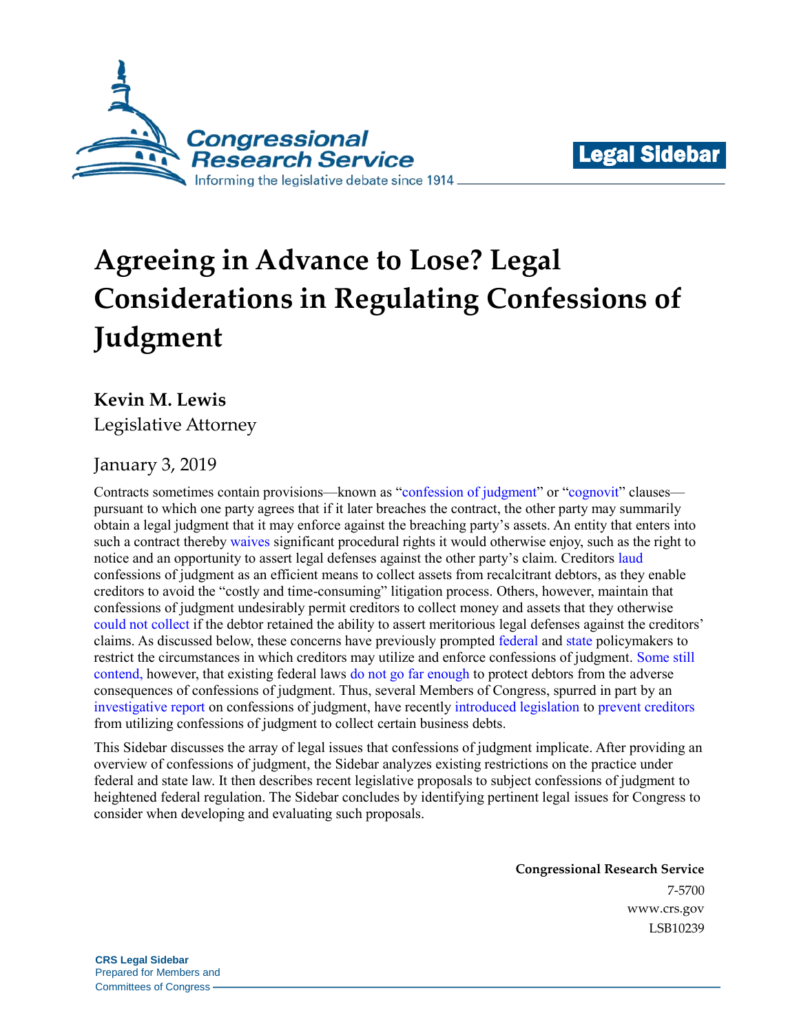# Agreeing in Advance to Lose? Legal Considerations in Regulating Confessions of Judgment

**Kevin M. Lewis**
Legislative Attorney

January 3, 2019

Contracts sometimes contain provisions—known as "confession of judgment" or "cognovit" clauses—pursuant to which one party agrees that if it later breaches the contract, the other party may summarily obtain a legal judgment that it may enforce against the breaching party's assets. An entity that enters into such a contract thereby waives significant procedural rights it would otherwise enjoy, such as the right to notice and an opportunity to assert legal defenses against the other party's claim. Creditors laud confessions of judgment as an efficient means to collect assets from recalcitrant debtors, as they enable creditors to avoid the "costly and time-consuming" litigation process. Others, however, maintain that confessions of judgment undesirably permit creditors to collect money and assets that they otherwise could not collect if the debtor retained the ability to assert meritorious legal defenses against the creditors' claims. As discussed below, these concerns have previously prompted federal and state policymakers to restrict the circumstances in which creditors may utilize and enforce confessions of judgment. Some still contend, however, that existing federal laws do not go far enough to protect debtors from the adverse consequences of confessions of judgment. Thus, several Members of Congress, spurred in part by an investigative report on confessions of judgment, have recently introduced legislation to prevent creditors from utilizing confessions of judgment to collect certain business debts.

This Sidebar discusses the array of legal issues that confessions of judgment implicate. After providing an overview of confessions of judgment, the Sidebar analyzes existing restrictions on the practice under federal and state law. It then describes recent legislative proposals to subject confessions of judgment to heightened federal regulation. The Sidebar concludes by identifying pertinent legal issues for Congress to consider when developing and evaluating such proposals.

**Congressional Research Service**
7-5700
www.crs.gov
LSB10239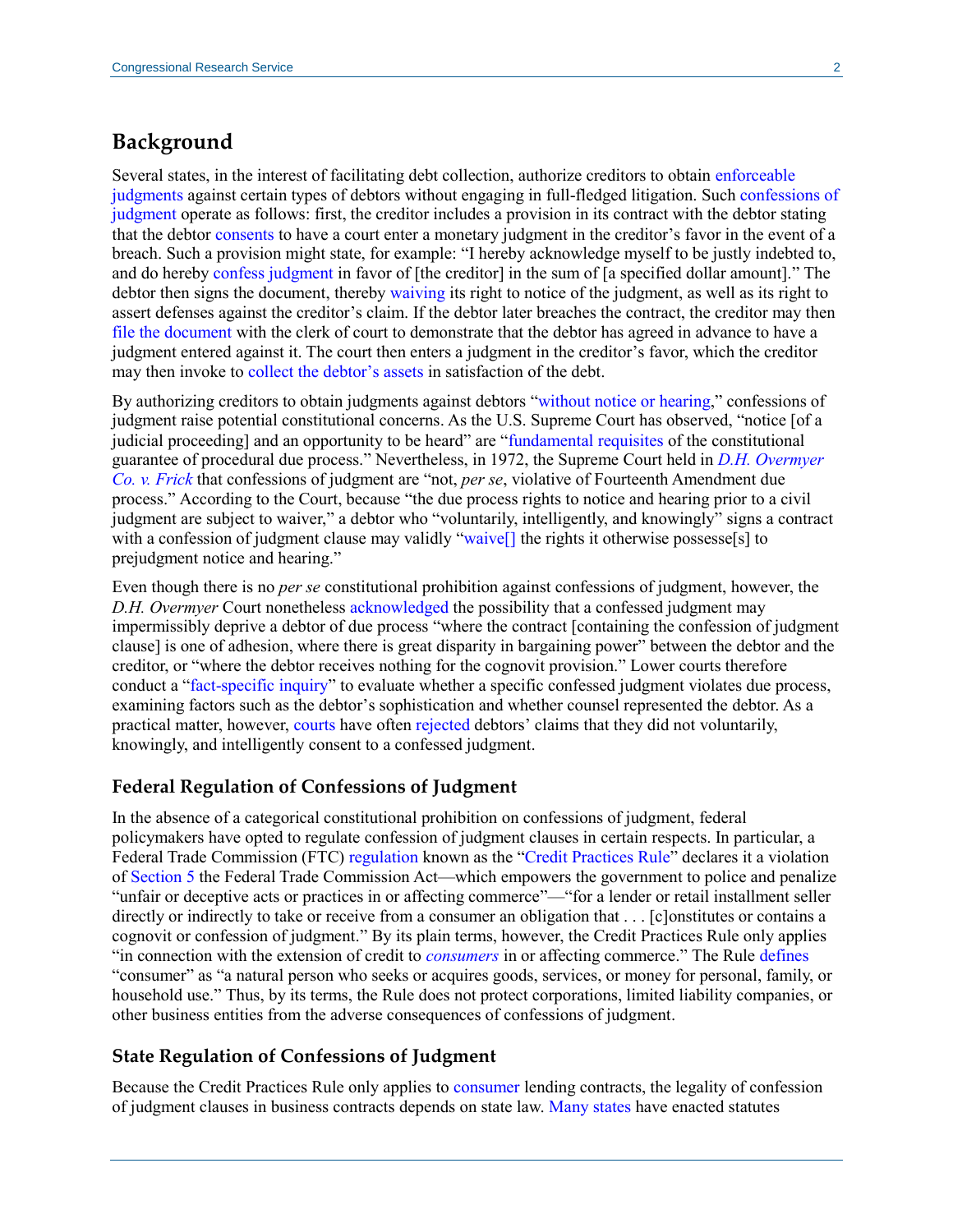## Background

Several states, in the interest of facilitating debt collection, authorize creditors to obtain enforceable judgments against certain types of debtors without engaging in full-fledged litigation. Such confessions of judgment operate as follows: first, the creditor includes a provision in its contract with the debtor stating that the debtor consents to have a court enter a monetary judgment in the creditor's favor in the event of a breach. Such a provision might state, for example: "I hereby acknowledge myself to be justly indebted to, and do hereby confess judgment in favor of [the creditor] in the sum of [a specified dollar amount]." The debtor then signs the document, thereby waiving its right to notice of the judgment, as well as its right to assert defenses against the creditor's claim. If the debtor later breaches the contract, the creditor may then file the document with the clerk of court to demonstrate that the debtor has agreed in advance to have a judgment entered against it. The court then enters a judgment in the creditor's favor, which the creditor may then invoke to collect the debtor's assets in satisfaction of the debt.

By authorizing creditors to obtain judgments against debtors "without notice or hearing," confessions of judgment raise potential constitutional concerns. As the U.S. Supreme Court has observed, "notice [of a judicial proceeding] and an opportunity to be heard" are "fundamental requisites of the constitutional guarantee of procedural due process." Nevertheless, in 1972, the Supreme Court held in *D.H. Overmyer Co. v. Frick* that confessions of judgment are "not, *per se*, violative of Fourteenth Amendment due process." According to the Court, because "the due process rights to notice and hearing prior to a civil judgment are subject to waiver," a debtor who "voluntarily, intelligently, and knowingly" signs a contract with a confession of judgment clause may validly "waive[] the rights it otherwise possesse[s] to prejudgment notice and hearing."

Even though there is no *per se* constitutional prohibition against confessions of judgment, however, the *D.H. Overmyer* Court nonetheless acknowledged the possibility that a confessed judgment may impermissibly deprive a debtor of due process "where the contract [containing the confession of judgment clause] is one of adhesion, where there is great disparity in bargaining power" between the debtor and the creditor, or "where the debtor receives nothing for the cognovit provision." Lower courts therefore conduct a "fact-specific inquiry" to evaluate whether a specific confessed judgment violates due process, examining factors such as the debtor's sophistication and whether counsel represented the debtor. As a practical matter, however, courts have often rejected debtors' claims that they did not voluntarily, knowingly, and intelligently consent to a confessed judgment.

### Federal Regulation of Confessions of Judgment

In the absence of a categorical constitutional prohibition on confessions of judgment, federal policymakers have opted to regulate confession of judgment clauses in certain respects. In particular, a Federal Trade Commission (FTC) regulation known as the "Credit Practices Rule" declares it a violation of Section 5 the Federal Trade Commission Act—which empowers the government to police and penalize "unfair or deceptive acts or practices in or affecting commerce"—"for a lender or retail installment seller directly or indirectly to take or receive from a consumer an obligation that . . . [c]onstitutes or contains a cognovit or confession of judgment." By its plain terms, however, the Credit Practices Rule only applies "in connection with the extension of credit to *consumers* in or affecting commerce." The Rule defines "consumer" as "a natural person who seeks or acquires goods, services, or money for personal, family, or household use." Thus, by its terms, the Rule does not protect corporations, limited liability companies, or other business entities from the adverse consequences of confessions of judgment.

### State Regulation of Confessions of Judgment

Because the Credit Practices Rule only applies to consumer lending contracts, the legality of confession of judgment clauses in business contracts depends on state law. Many states have enacted statutes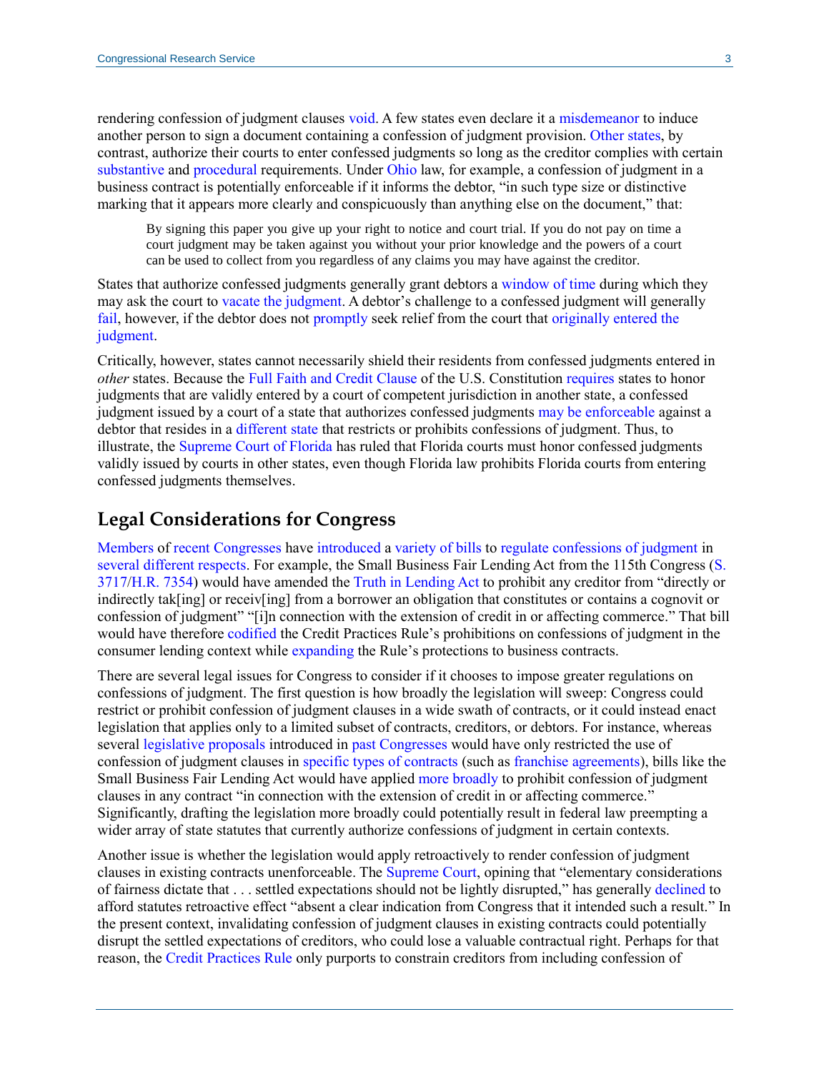rendering confession of judgment clauses void. A few states even declare it a misdemeanor to induce another person to sign a document containing a confession of judgment provision. Other states, by contrast, authorize their courts to enter confessed judgments so long as the creditor complies with certain substantive and procedural requirements. Under Ohio law, for example, a confession of judgment in a business contract is potentially enforceable if it informs the debtor, "in such type size or distinctive marking that it appears more clearly and conspicuously than anything else on the document," that:

> By signing this paper you give up your right to notice and court trial. If you do not pay on time a court judgment may be taken against you without your prior knowledge and the powers of a court can be used to collect from you regardless of any claims you may have against the creditor.

States that authorize confessed judgments generally grant debtors a window of time during which they may ask the court to vacate the judgment. A debtor's challenge to a confessed judgment will generally fail, however, if the debtor does not promptly seek relief from the court that originally entered the judgment.

Critically, however, states cannot necessarily shield their residents from confessed judgments entered in *other* states. Because the Full Faith and Credit Clause of the U.S. Constitution requires states to honor judgments that are validly entered by a court of competent jurisdiction in another state, a confessed judgment issued by a court of a state that authorizes confessed judgments may be enforceable against a debtor that resides in a different state that restricts or prohibits confessions of judgment. Thus, to illustrate, the Supreme Court of Florida has ruled that Florida courts must honor confessed judgments validly issued by courts in other states, even though Florida law prohibits Florida courts from entering confessed judgments themselves.

## Legal Considerations for Congress

Members of recent Congresses have introduced a variety of bills to regulate confessions of judgment in several different respects. For example, the Small Business Fair Lending Act from the 115th Congress (S. 3717/H.R. 7354) would have amended the Truth in Lending Act to prohibit any creditor from "directly or indirectly tak[ing] or receiv[ing] from a borrower an obligation that constitutes or contains a cognovit or confession of judgment" "[i]n connection with the extension of credit in or affecting commerce." That bill would have therefore codified the Credit Practices Rule's prohibitions on confessions of judgment in the consumer lending context while expanding the Rule's protections to business contracts.

There are several legal issues for Congress to consider if it chooses to impose greater regulations on confessions of judgment. The first question is how broadly the legislation will sweep: Congress could restrict or prohibit confession of judgment clauses in a wide swath of contracts, or it could instead enact legislation that applies only to a limited subset of contracts, creditors, or debtors. For instance, whereas several legislative proposals introduced in past Congresses would have only restricted the use of confession of judgment clauses in specific types of contracts (such as franchise agreements), bills like the Small Business Fair Lending Act would have applied more broadly to prohibit confession of judgment clauses in any contract "in connection with the extension of credit in or affecting commerce." Significantly, drafting the legislation more broadly could potentially result in federal law preempting a wider array of state statutes that currently authorize confessions of judgment in certain contexts.

Another issue is whether the legislation would apply retroactively to render confession of judgment clauses in existing contracts unenforceable. The Supreme Court, opining that "elementary considerations of fairness dictate that . . . settled expectations should not be lightly disrupted," has generally declined to afford statutes retroactive effect "absent a clear indication from Congress that it intended such a result." In the present context, invalidating confession of judgment clauses in existing contracts could potentially disrupt the settled expectations of creditors, who could lose a valuable contractual right. Perhaps for that reason, the Credit Practices Rule only purports to constrain creditors from including confession of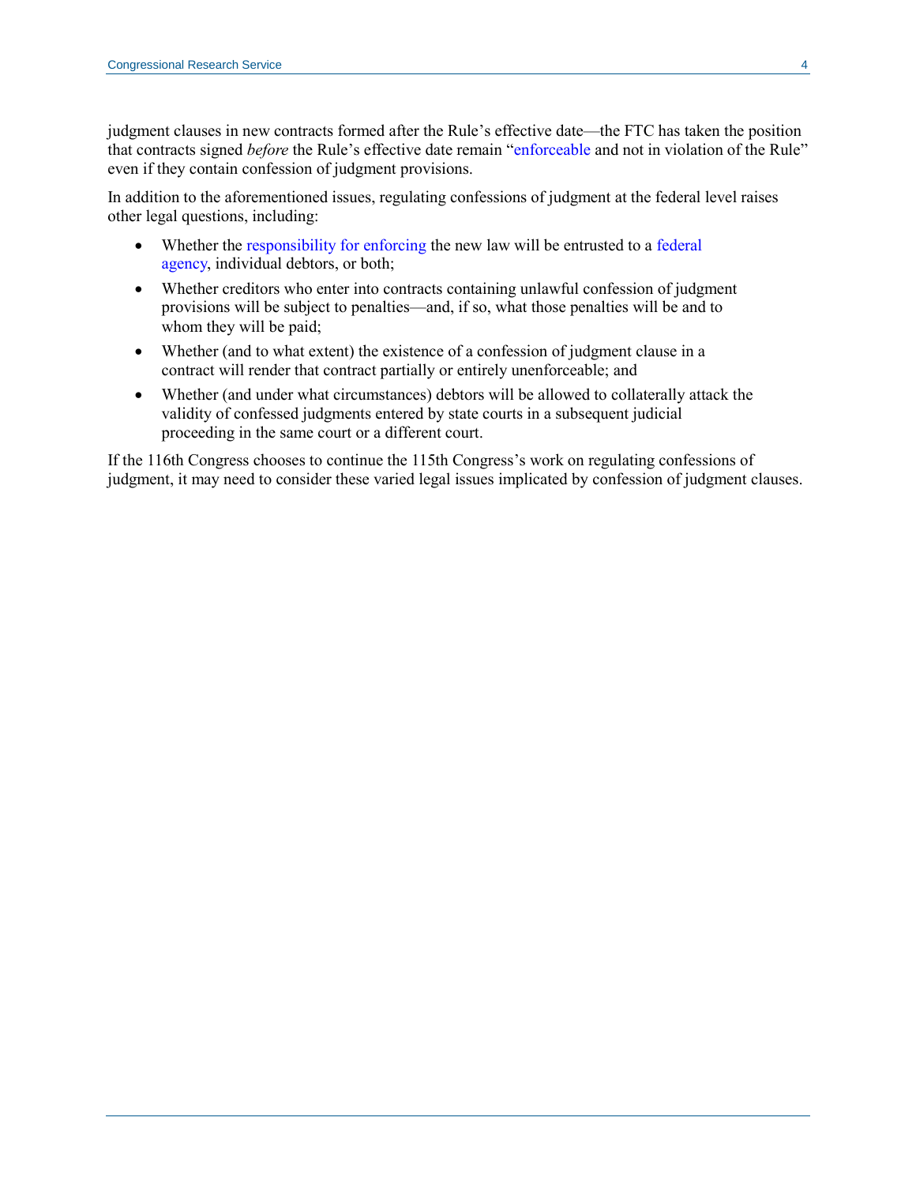judgment clauses in new contracts formed after the Rule's effective date—the FTC has taken the position that contracts signed *before* the Rule's effective date remain "enforceable and not in violation of the Rule" even if they contain confession of judgment provisions.

In addition to the aforementioned issues, regulating confessions of judgment at the federal level raises other legal questions, including:

- Whether the responsibility for enforcing the new law will be entrusted to a federal agency, individual debtors, or both;
- Whether creditors who enter into contracts containing unlawful confession of judgment provisions will be subject to penalties—and, if so, what those penalties will be and to whom they will be paid;
- Whether (and to what extent) the existence of a confession of judgment clause in a contract will render that contract partially or entirely unenforceable; and
- Whether (and under what circumstances) debtors will be allowed to collaterally attack the validity of confessed judgments entered by state courts in a subsequent judicial proceeding in the same court or a different court.

If the 116th Congress chooses to continue the 115th Congress's work on regulating confessions of judgment, it may need to consider these varied legal issues implicated by confession of judgment clauses.